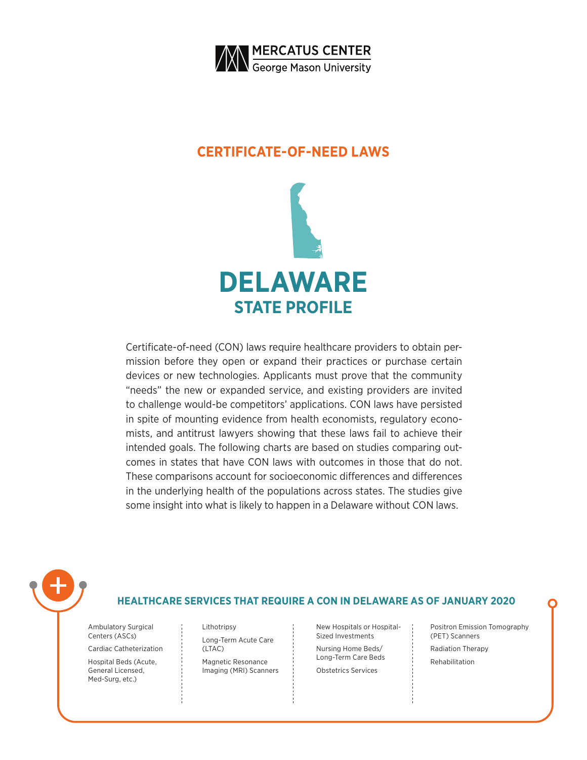MERCATUS CENTER
George Mason University

## CERTIFICATE-OF-NEED LAWS

# DELAWARE
## STATE PROFILE

Certificate-of-need (CON) laws require healthcare providers to obtain permission before they open or expand their practices or purchase certain devices or new technologies. Applicants must prove that the community "needs" the new or expanded service, and existing providers are invited to challenge would-be competitors' applications. CON laws have persisted in spite of mounting evidence from health economists, regulatory economists, and antitrust lawyers showing that these laws fail to achieve their intended goals. The following charts are based on studies comparing outcomes in states that have CON laws with outcomes in those that do not. These comparisons account for socioeconomic differences and differences in the underlying health of the populations across states. The studies give some insight into what is likely to happen in a Delaware without CON laws.

### HEALTHCARE SERVICES THAT REQUIRE A CON IN DELAWARE AS OF JANUARY 2020

- Ambulatory Surgical Centers (ASCs)
- Cardiac Catheterization
- Hospital Beds (Acute, General Licensed, Med-Surg, etc.)
- Lithotripsy
- Long-Term Acute Care (LTAC)
- Magnetic Resonance Imaging (MRI) Scanners
- New Hospitals or Hospital-Sized Investments
- Nursing Home Beds/Long-Term Care Beds
- Obstetrics Services
- Positron Emission Tomography (PET) Scanners
- Radiation Therapy
- Rehabilitation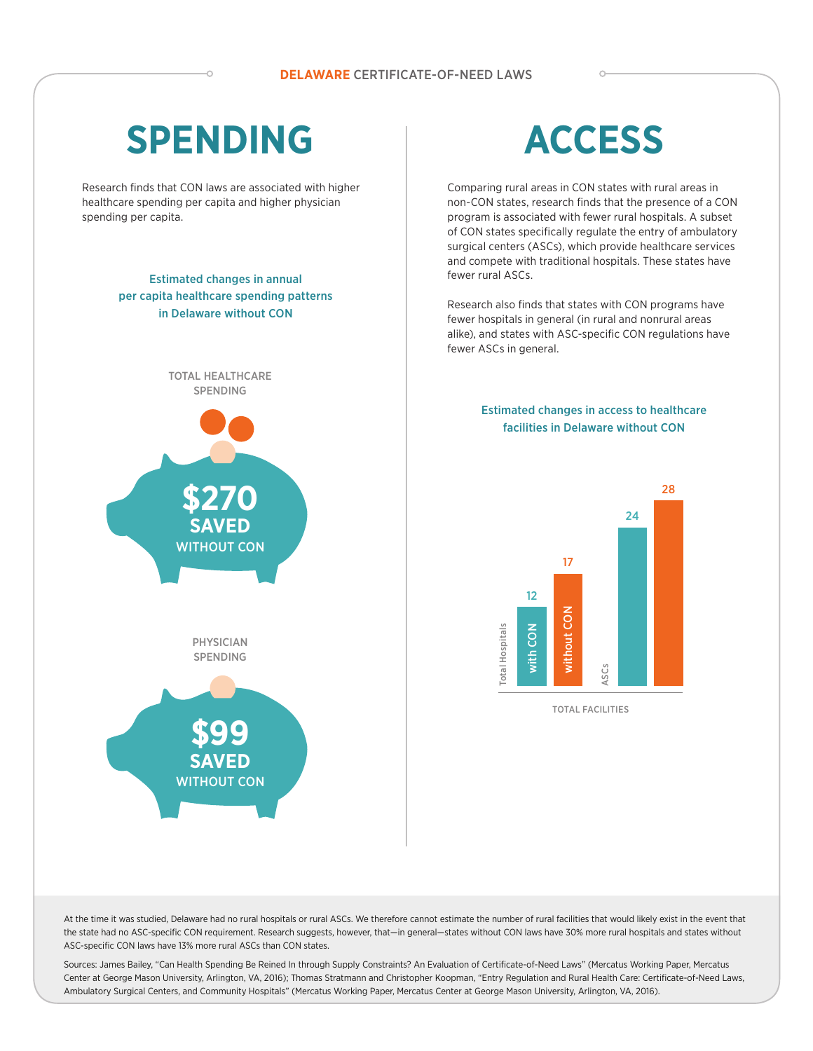**DELAWARE** CERTIFICATE-OF-NEED LAWS

# SPENDING

Research finds that CON laws are associated with higher healthcare spending per capita and higher physician spending per capita.

**Estimated changes in annual per capita healthcare spending patterns in Delaware without CON**

TOTAL HEALTHCARE SPENDING

**$270 SAVED** WITHOUT CON

PHYSICIAN SPENDING

**$99 SAVED** WITHOUT CON

# ACCESS

Comparing rural areas in CON states with rural areas in non-CON states, research finds that the presence of a CON program is associated with fewer rural hospitals. A subset of CON states specifically regulate the entry of ambulatory surgical centers (ASCs), which provide healthcare services and compete with traditional hospitals. These states have fewer rural ASCs.

Research also finds that states with CON programs have fewer hospitals in general (in rural and nonrural areas alike), and states with ASC-specific CON regulations have fewer ASCs in general.

**Estimated changes in access to healthcare facilities in Delaware without CON**

TOTAL FACILITIES

| | with CON | without CON |
|---|---|---|
| Total Hospitals | 12 | 17 |
| ASCs | 24 | 28 |

At the time it was studied, Delaware had no rural hospitals or rural ASCs. We therefore cannot estimate the number of rural facilities that would likely exist in the event that the state had no ASC-specific CON requirement. Research suggests, however, that—in general—states without CON laws have 30% more rural hospitals and states without ASC-specific CON laws have 13% more rural ASCs than CON states.

Sources: James Bailey, "Can Health Spending Be Reined In through Supply Constraints? An Evaluation of Certificate-of-Need Laws" (Mercatus Working Paper, Mercatus Center at George Mason University, Arlington, VA, 2016); Thomas Stratmann and Christopher Koopman, "Entry Regulation and Rural Health Care: Certificate-of-Need Laws, Ambulatory Surgical Centers, and Community Hospitals" (Mercatus Working Paper, Mercatus Center at George Mason University, Arlington, VA, 2016).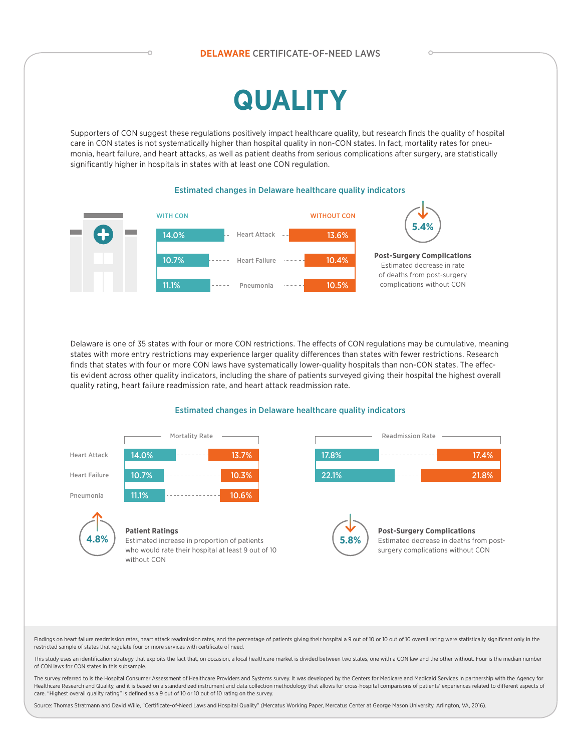DELAWARE CERTIFICATE-OF-NEED LAWS

# QUALITY

Supporters of CON suggest these regulations positively impact healthcare quality, but research finds the quality of hospital care in CON states is not systematically higher than hospital quality in non-CON states. In fact, mortality rates for pneumonia, heart failure, and heart attacks, as well as patient deaths from serious complications after surgery, are statistically significantly higher in hospitals in states with at least one CON regulation.

### Estimated changes in Delaware healthcare quality indicators

| | WITH CON | WITHOUT CON |
|---|---|---|
| Heart Attack | 14.0% | 13.6% |
| Heart Failure | 10.7% | 10.4% |
| Pneumonia | 11.1% | 10.5% |

**5.4%**

**Post-Surgery Complications**
Estimated decrease in rate of deaths from post-surgery complications without CON

Delaware is one of 35 states with four or more CON restrictions. The effects of CON regulations may be cumulative, meaning states with more entry restrictions may experience larger quality differences than states with fewer restrictions. Research finds that states with four or more CON laws have systematically lower-quality hospitals than non-CON states. The effectis evident across other quality indicators, including the share of patients surveyed giving their hospital the highest overall quality rating, heart failure readmission rate, and heart attack readmission rate.

### Estimated changes in Delaware healthcare quality indicators

**Mortality Rate**

| | With CON | Without CON |
|---|---|---|
| Heart Attack | 14.0% | 13.7% |
| Heart Failure | 10.7% | 10.3% |
| Pneumonia | 11.1% | 10.6% |

**Readmission Rate**

| | With CON | Without CON |
|---|---|---|
| Heart Attack | 17.8% | 17.4% |
| Heart Failure | 22.1% | 21.8% |

**4.8%**

**Patient Ratings**
Estimated increase in proportion of patients who would rate their hospital at least 9 out of 10 without CON

**5.8%**

**Post-Surgery Complications**
Estimated decrease in deaths from post-surgery complications without CON

Findings on heart failure readmission rates, heart attack readmission rates, and the percentage of patients giving their hospital a 9 out of 10 or 10 out of 10 overall rating were statistically significant only in the restricted sample of states that regulate four or more services with certificate of need.

This study uses an identification strategy that exploits the fact that, on occasion, a local healthcare market is divided between two states, one with a CON law and the other without. Four is the median number of CON laws for CON states in this subsample.

The survey referred to is the Hospital Consumer Assessment of Healthcare Providers and Systems survey. It was developed by the Centers for Medicare and Medicaid Services in partnership with the Agency for Healthcare Research and Quality, and it is based on a standardized instrument and data collection methodology that allows for cross-hospital comparisons of patients' experiences related to different aspects of care. "Highest overall quality rating" is defined as a 9 out of 10 or 10 out of 10 rating on the survey.

Source: Thomas Stratmann and David Wille, "Certificate-of-Need Laws and Hospital Quality" (Mercatus Working Paper, Mercatus Center at George Mason University, Arlington, VA, 2016).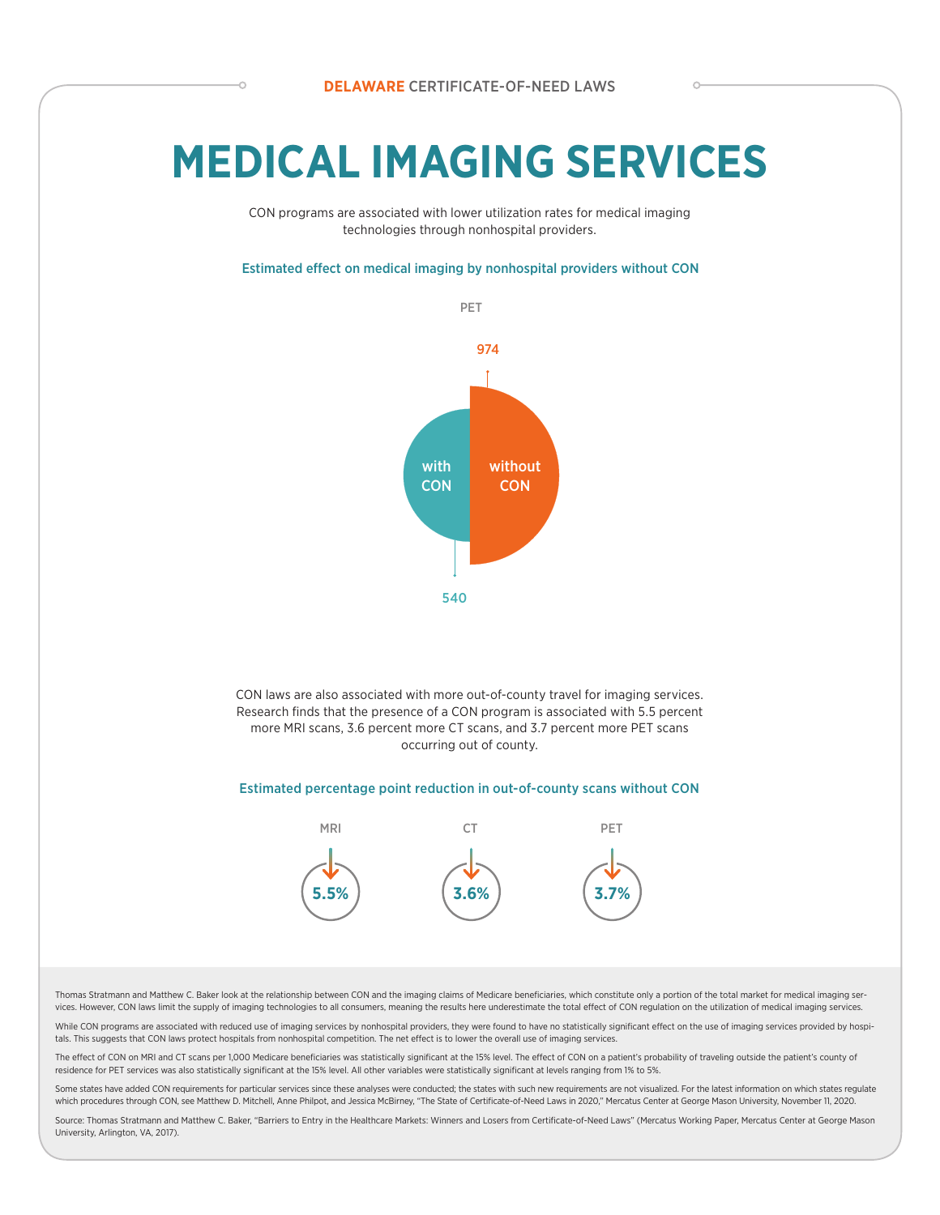DELAWARE CERTIFICATE-OF-NEED LAWS

# MEDICAL IMAGING SERVICES

CON programs are associated with lower utilization rates for medical imaging technologies through nonhospital providers.

### Estimated effect on medical imaging by nonhospital providers without CON

PET

974

with CON

without CON

540

CON laws are also associated with more out-of-county travel for imaging services. Research finds that the presence of a CON program is associated with 5.5 percent more MRI scans, 3.6 percent more CT scans, and 3.7 percent more PET scans occurring out of county.

### Estimated percentage point reduction in out-of-county scans without CON

MRI

5.5%

CT

3.6%

PET

3.7%

Thomas Stratmann and Matthew C. Baker look at the relationship between CON and the imaging claims of Medicare beneficiaries, which constitute only a portion of the total market for medical imaging services. However, CON laws limit the supply of imaging technologies to all consumers, meaning the results here underestimate the total effect of CON regulation on the utilization of medical imaging services.

While CON programs are associated with reduced use of imaging services by nonhospital providers, they were found to have no statistically significant effect on the use of imaging services provided by hospitals. This suggests that CON laws protect hospitals from nonhospital competition. The net effect is to lower the overall use of imaging services.

The effect of CON on MRI and CT scans per 1,000 Medicare beneficiaries was statistically significant at the 15% level. The effect of CON on a patient's probability of traveling outside the patient's county of residence for PET services was also statistically significant at the 15% level. All other variables were statistically significant at levels ranging from 1% to 5%.

Some states have added CON requirements for particular services since these analyses were conducted; the states with such new requirements are not visualized. For the latest information on which states regulate which procedures through CON, see Matthew D. Mitchell, Anne Philpot, and Jessica McBirney, "The State of Certificate-of-Need Laws in 2020," Mercatus Center at George Mason University, November 11, 2020.

Source: Thomas Stratmann and Matthew C. Baker, "Barriers to Entry in the Healthcare Markets: Winners and Losers from Certificate-of-Need Laws" (Mercatus Working Paper, Mercatus Center at George Mason University, Arlington, VA, 2017).